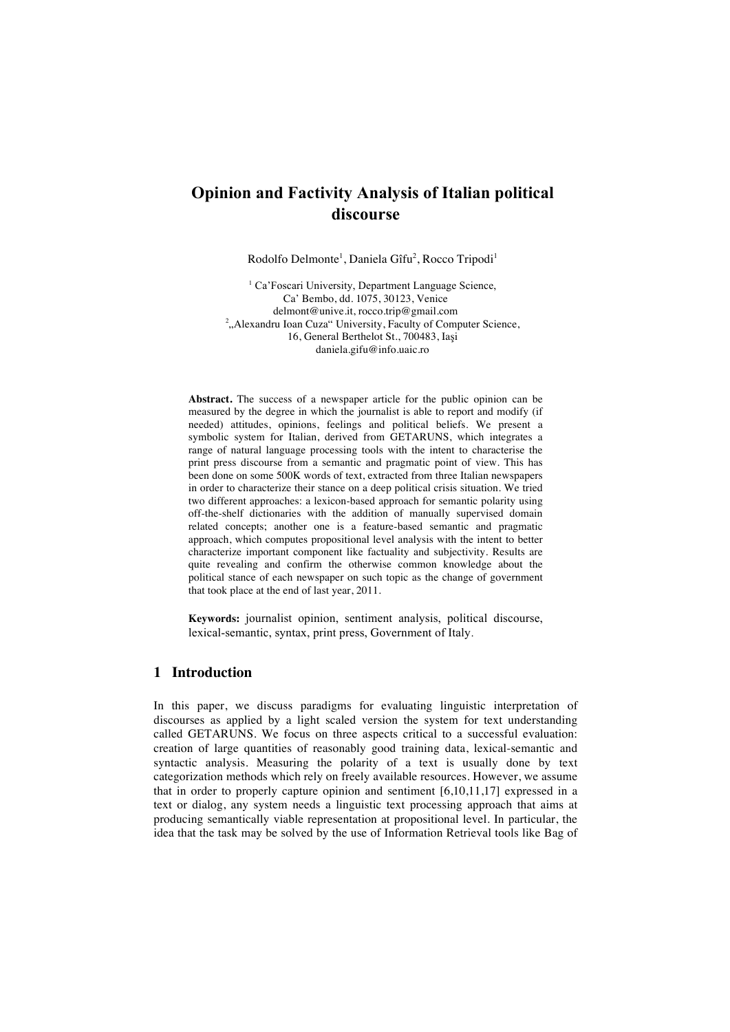# Opinion and Factivity Analysis of Italian political discourse

Rodolfo Delmonte[1], Daniela Gîfu[2], Rocco Tripodi[1]

[1] Ca'Foscari University, Department Language Science,
Ca' Bembo, dd. 1075, 30123, Venice
delmont@unive.it, rocco.trip@gmail.com
[2] „Alexandru Ioan Cuza" University, Faculty of Computer Science,
16, General Berthelot St., 700483, Iaşi
daniela.gifu@info.uaic.ro

**Abstract.** The success of a newspaper article for the public opinion can be measured by the degree in which the journalist is able to report and modify (if needed) attitudes, opinions, feelings and political beliefs. We present a symbolic system for Italian, derived from GETARUNS, which integrates a range of natural language processing tools with the intent to characterise the print press discourse from a semantic and pragmatic point of view. This has been done on some 500K words of text, extracted from three Italian newspapers in order to characterize their stance on a deep political crisis situation. We tried two different approaches: a lexicon-based approach for semantic polarity using off-the-shelf dictionaries with the addition of manually supervised domain related concepts; another one is a feature-based semantic and pragmatic approach, which computes propositional level analysis with the intent to better characterize important component like factuality and subjectivity. Results are quite revealing and confirm the otherwise common knowledge about the political stance of each newspaper on such topic as the change of government that took place at the end of last year, 2011.

**Keywords:** journalist opinion, sentiment analysis, political discourse, lexical-semantic, syntax, print press, Government of Italy.

## 1 Introduction

In this paper, we discuss paradigms for evaluating linguistic interpretation of discourses as applied by a light scaled version the system for text understanding called GETARUNS. We focus on three aspects critical to a successful evaluation: creation of large quantities of reasonably good training data, lexical-semantic and syntactic analysis. Measuring the polarity of a text is usually done by text categorization methods which rely on freely available resources. However, we assume that in order to properly capture opinion and sentiment [6,10,11,17] expressed in a text or dialog, any system needs a linguistic text processing approach that aims at producing semantically viable representation at propositional level. In particular, the idea that the task may be solved by the use of Information Retrieval tools like Bag of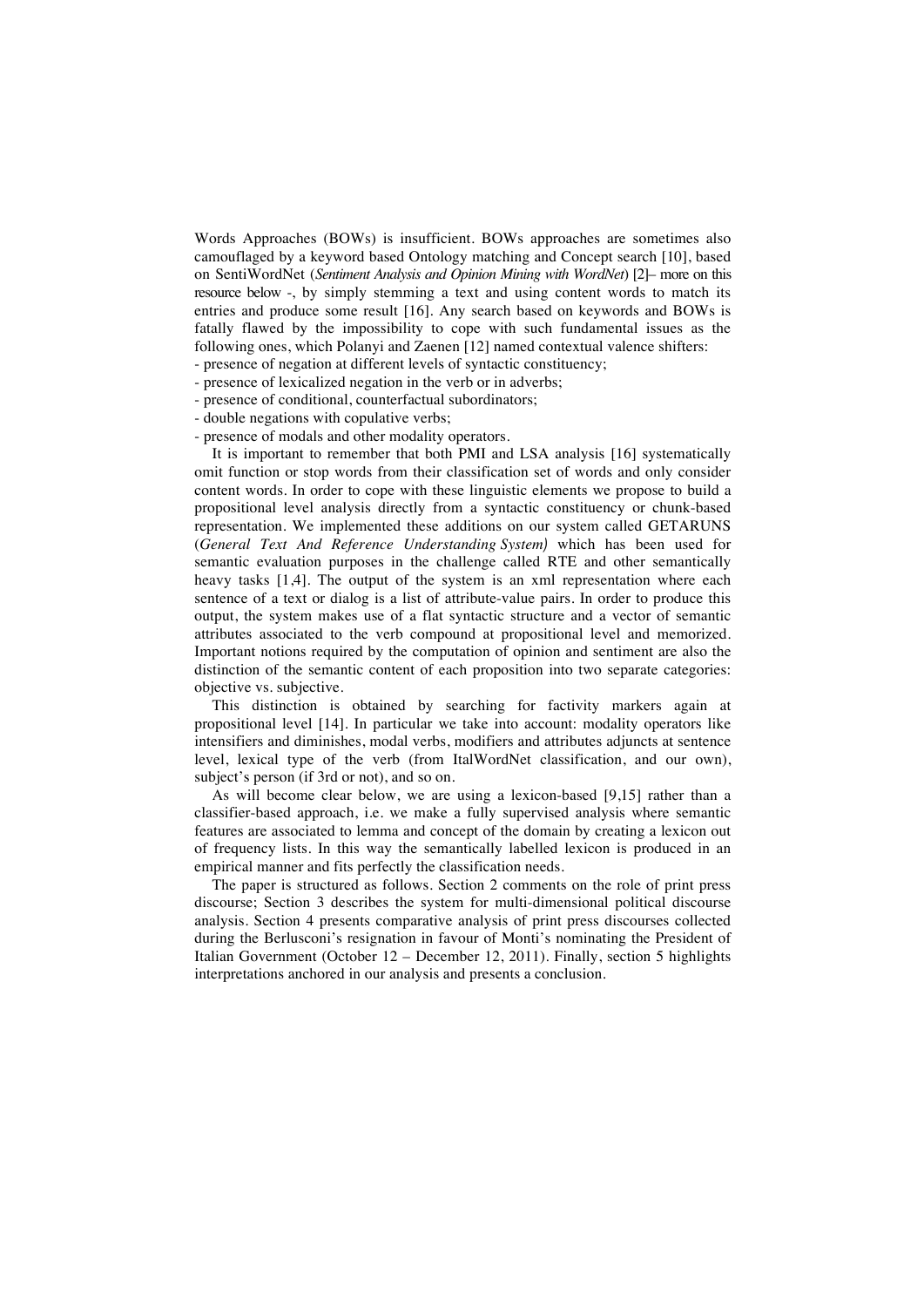Words Approaches (BOWs) is insufficient. BOWs approaches are sometimes also camouflaged by a keyword based Ontology matching and Concept search [10], based on SentiWordNet (*Sentiment Analysis and Opinion Mining with WordNet*) [2]– more on this resource below -, by simply stemming a text and using content words to match its entries and produce some result [16]. Any search based on keywords and BOWs is fatally flawed by the impossibility to cope with such fundamental issues as the following ones, which Polanyi and Zaenen [12] named contextual valence shifters:

- presence of negation at different levels of syntactic constituency;
- presence of lexicalized negation in the verb or in adverbs;
- presence of conditional, counterfactual subordinators;
- double negations with copulative verbs;
- presence of modals and other modality operators.

It is important to remember that both PMI and LSA analysis [16] systematically omit function or stop words from their classification set of words and only consider content words. In order to cope with these linguistic elements we propose to build a propositional level analysis directly from a syntactic constituency or chunk-based representation. We implemented these additions on our system called GETARUNS (*General Text And Reference Understanding System)* which has been used for semantic evaluation purposes in the challenge called RTE and other semantically heavy tasks [1,4]. The output of the system is an xml representation where each sentence of a text or dialog is a list of attribute-value pairs. In order to produce this output, the system makes use of a flat syntactic structure and a vector of semantic attributes associated to the verb compound at propositional level and memorized. Important notions required by the computation of opinion and sentiment are also the distinction of the semantic content of each proposition into two separate categories: objective vs. subjective.

This distinction is obtained by searching for factivity markers again at propositional level [14]. In particular we take into account: modality operators like intensifiers and diminishes, modal verbs, modifiers and attributes adjuncts at sentence level, lexical type of the verb (from ItalWordNet classification, and our own), subject's person (if 3rd or not), and so on.

As will become clear below, we are using a lexicon-based [9,15] rather than a classifier-based approach, i.e. we make a fully supervised analysis where semantic features are associated to lemma and concept of the domain by creating a lexicon out of frequency lists. In this way the semantically labelled lexicon is produced in an empirical manner and fits perfectly the classification needs.

The paper is structured as follows. Section 2 comments on the role of print press discourse; Section 3 describes the system for multi-dimensional political discourse analysis. Section 4 presents comparative analysis of print press discourses collected during the Berlusconi's resignation in favour of Monti's nominating the President of Italian Government (October 12 – December 12, 2011). Finally, section 5 highlights interpretations anchored in our analysis and presents a conclusion.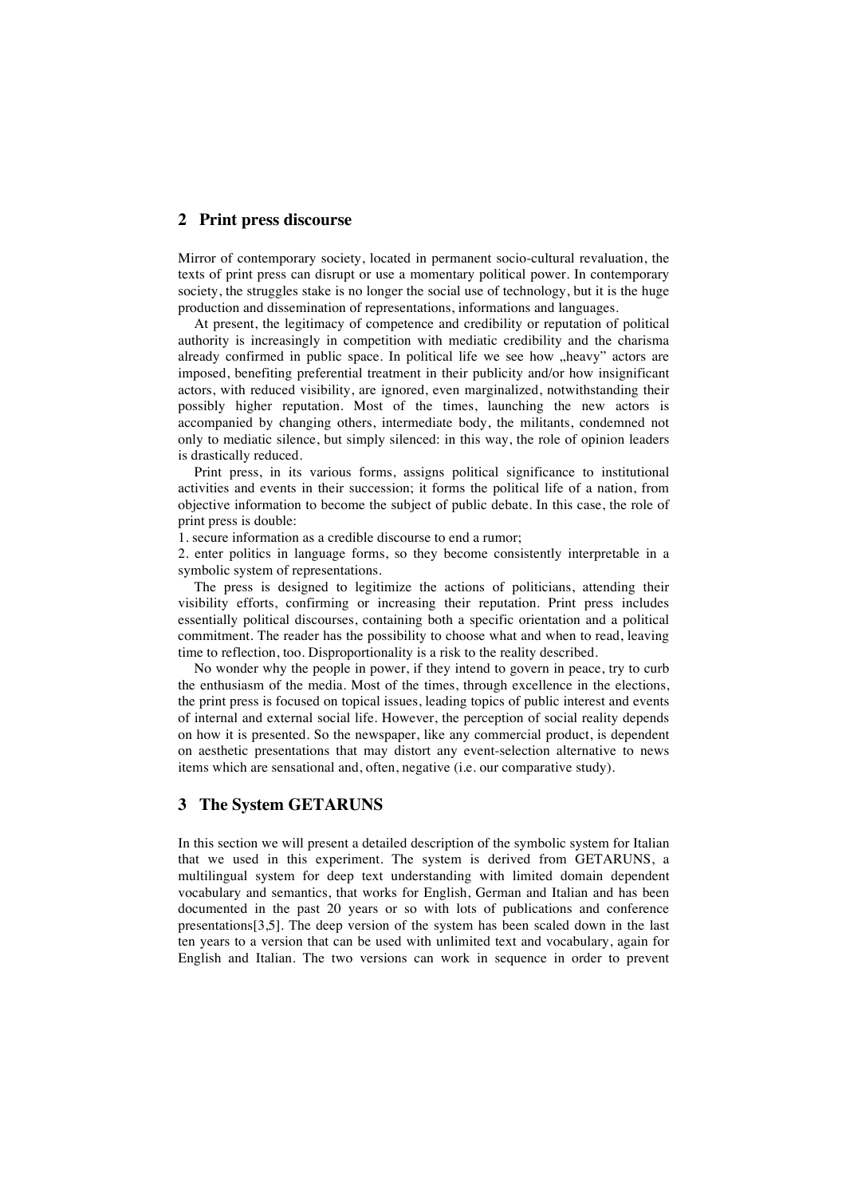## 2 Print press discourse

Mirror of contemporary society, located in permanent socio-cultural revaluation, the texts of print press can disrupt or use a momentary political power. In contemporary society, the struggles stake is no longer the social use of technology, but it is the huge production and dissemination of representations, informations and languages.

At present, the legitimacy of competence and credibility or reputation of political authority is increasingly in competition with mediatic credibility and the charisma already confirmed in public space. In political life we see how „heavy" actors are imposed, benefiting preferential treatment in their publicity and/or how insignificant actors, with reduced visibility, are ignored, even marginalized, notwithstanding their possibly higher reputation. Most of the times, launching the new actors is accompanied by changing others, intermediate body, the militants, condemned not only to mediatic silence, but simply silenced: in this way, the role of opinion leaders is drastically reduced.

Print press, in its various forms, assigns political significance to institutional activities and events in their succession; it forms the political life of a nation, from objective information to become the subject of public debate. In this case, the role of print press is double:

1. secure information as a credible discourse to end a rumor;
2. enter politics in language forms, so they become consistently interpretable in a symbolic system of representations.

The press is designed to legitimize the actions of politicians, attending their visibility efforts, confirming or increasing their reputation. Print press includes essentially political discourses, containing both a specific orientation and a political commitment. The reader has the possibility to choose what and when to read, leaving time to reflection, too. Disproportionality is a risk to the reality described.

No wonder why the people in power, if they intend to govern in peace, try to curb the enthusiasm of the media. Most of the times, through excellence in the elections, the print press is focused on topical issues, leading topics of public interest and events of internal and external social life. However, the perception of social reality depends on how it is presented. So the newspaper, like any commercial product, is dependent on aesthetic presentations that may distort any event-selection alternative to news items which are sensational and, often, negative (i.e. our comparative study).

## 3 The System GETARUNS

In this section we will present a detailed description of the symbolic system for Italian that we used in this experiment. The system is derived from GETARUNS, a multilingual system for deep text understanding with limited domain dependent vocabulary and semantics, that works for English, German and Italian and has been documented in the past 20 years or so with lots of publications and conference presentations[3,5]. The deep version of the system has been scaled down in the last ten years to a version that can be used with unlimited text and vocabulary, again for English and Italian. The two versions can work in sequence in order to prevent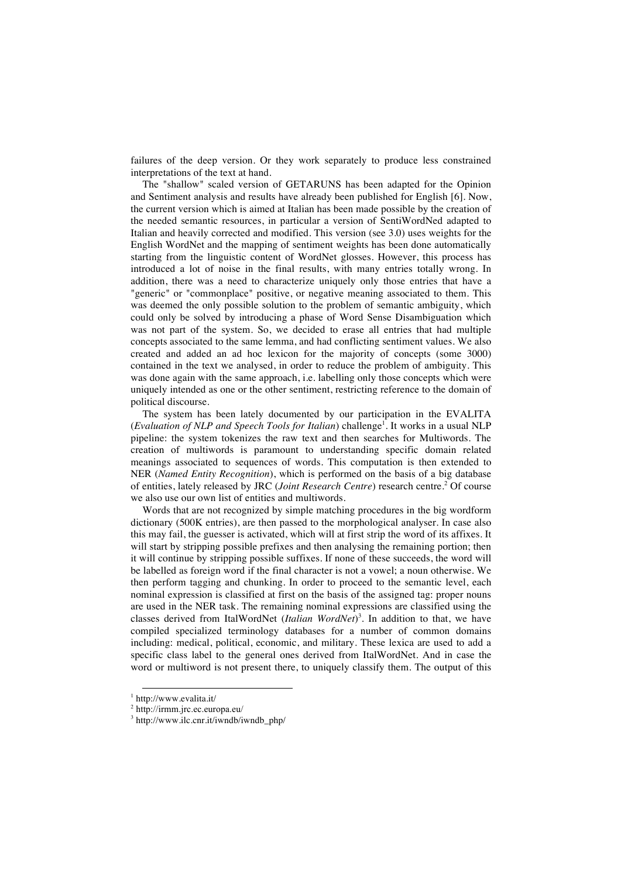failures of the deep version. Or they work separately to produce less constrained interpretations of the text at hand.

The "shallow" scaled version of GETARUNS has been adapted for the Opinion and Sentiment analysis and results have already been published for English [6]. Now, the current version which is aimed at Italian has been made possible by the creation of the needed semantic resources, in particular a version of SentiWordNed adapted to Italian and heavily corrected and modified. This version (see 3.0) uses weights for the English WordNet and the mapping of sentiment weights has been done automatically starting from the linguistic content of WordNet glosses. However, this process has introduced a lot of noise in the final results, with many entries totally wrong. In addition, there was a need to characterize uniquely only those entries that have a "generic" or "commonplace" positive, or negative meaning associated to them. This was deemed the only possible solution to the problem of semantic ambiguity, which could only be solved by introducing a phase of Word Sense Disambiguation which was not part of the system. So, we decided to erase all entries that had multiple concepts associated to the same lemma, and had conflicting sentiment values. We also created and added an ad hoc lexicon for the majority of concepts (some 3000) contained in the text we analysed, in order to reduce the problem of ambiguity. This was done again with the same approach, i.e. labelling only those concepts which were uniquely intended as one or the other sentiment, restricting reference to the domain of political discourse.

The system has been lately documented by our participation in the EVALITA (*Evaluation of NLP and Speech Tools for Italian*) challenge[1]. It works in a usual NLP pipeline: the system tokenizes the raw text and then searches for Multiwords. The creation of multiwords is paramount to understanding specific domain related meanings associated to sequences of words. This computation is then extended to NER (*Named Entity Recognition*), which is performed on the basis of a big database of entities, lately released by JRC (*Joint Research Centre*) research centre.[2] Of course we also use our own list of entities and multiwords.

Words that are not recognized by simple matching procedures in the big wordform dictionary (500K entries), are then passed to the morphological analyser. In case also this may fail, the guesser is activated, which will at first strip the word of its affixes. It will start by stripping possible prefixes and then analysing the remaining portion; then it will continue by stripping possible suffixes. If none of these succeeds, the word will be labelled as foreign word if the final character is not a vowel; a noun otherwise. We then perform tagging and chunking. In order to proceed to the semantic level, each nominal expression is classified at first on the basis of the assigned tag: proper nouns are used in the NER task. The remaining nominal expressions are classified using the classes derived from ItalWordNet (*Italian WordNet*)[3]. In addition to that, we have compiled specialized terminology databases for a number of common domains including: medical, political, economic, and military. These lexica are used to add a specific class label to the general ones derived from ItalWordNet. And in case the word or multiword is not present there, to uniquely classify them. The output of this

[1] http://www.evalita.it/

[2] http://irmm.jrc.ec.europa.eu/

[3] http://www.ilc.cnr.it/iwndb/iwndb_php/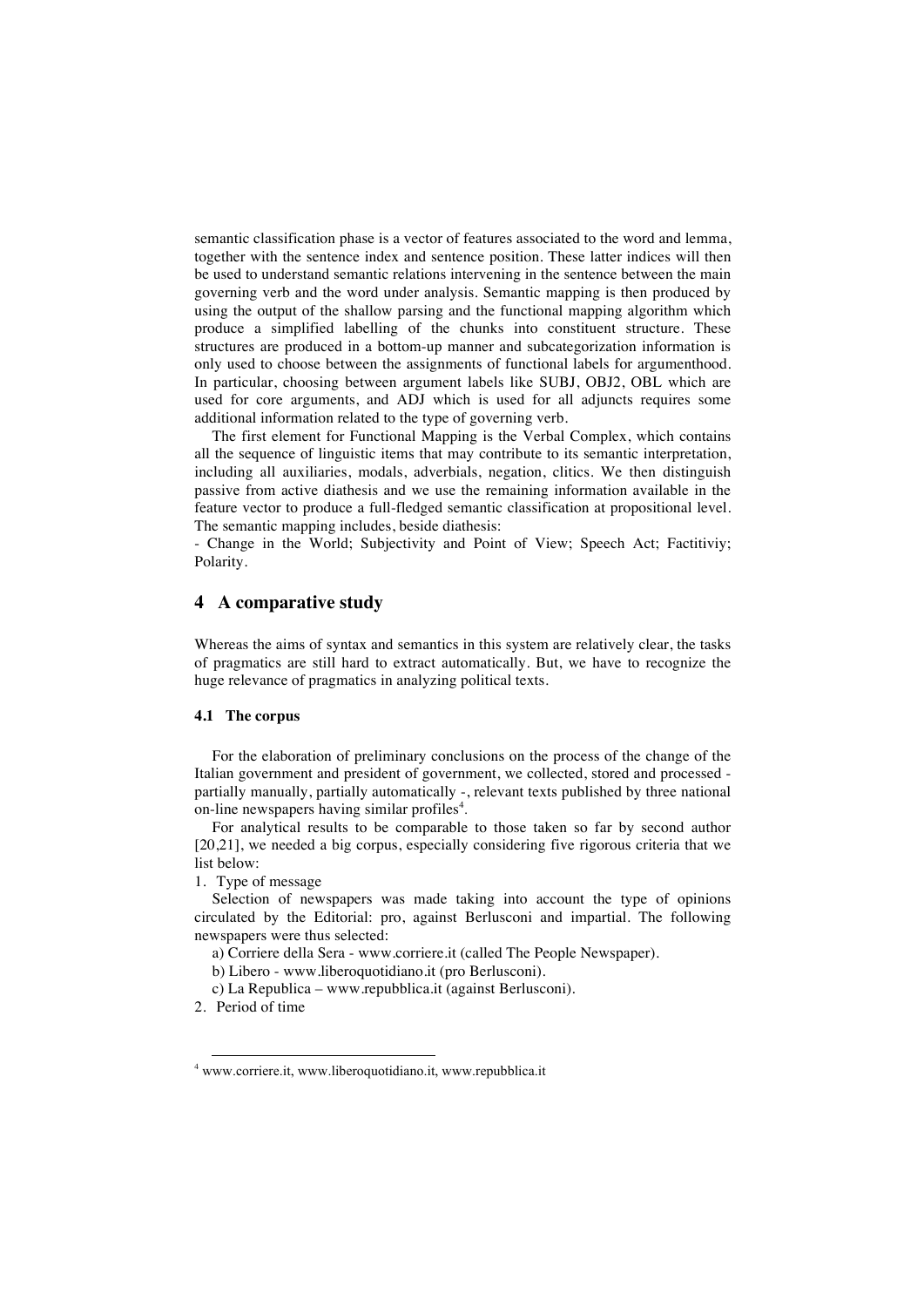semantic classification phase is a vector of features associated to the word and lemma, together with the sentence index and sentence position. These latter indices will then be used to understand semantic relations intervening in the sentence between the main governing verb and the word under analysis. Semantic mapping is then produced by using the output of the shallow parsing and the functional mapping algorithm which produce a simplified labelling of the chunks into constituent structure. These structures are produced in a bottom-up manner and subcategorization information is only used to choose between the assignments of functional labels for argumenthood. In particular, choosing between argument labels like SUBJ, OBJ2, OBL which are used for core arguments, and ADJ which is used for all adjuncts requires some additional information related to the type of governing verb.

The first element for Functional Mapping is the Verbal Complex, which contains all the sequence of linguistic items that may contribute to its semantic interpretation, including all auxiliaries, modals, adverbials, negation, clitics. We then distinguish passive from active diathesis and we use the remaining information available in the feature vector to produce a full-fledged semantic classification at propositional level. The semantic mapping includes, beside diathesis:

- Change in the World; Subjectivity and Point of View; Speech Act; Factitiviy; Polarity.

## 4 A comparative study

Whereas the aims of syntax and semantics in this system are relatively clear, the tasks of pragmatics are still hard to extract automatically. But, we have to recognize the huge relevance of pragmatics in analyzing political texts.

### 4.1 The corpus

For the elaboration of preliminary conclusions on the process of the change of the Italian government and president of government, we collected, stored and processed - partially manually, partially automatically -, relevant texts published by three national on-line newspapers having similar profiles[4].

For analytical results to be comparable to those taken so far by second author [20,21], we needed a big corpus, especially considering five rigorous criteria that we list below:

1. Type of message

Selection of newspapers was made taking into account the type of opinions circulated by the Editorial: pro, against Berlusconi and impartial. The following newspapers were thus selected:

a) Corriere della Sera - www.corriere.it (called The People Newspaper).

b) Libero - www.liberoquotidiano.it (pro Berlusconi).

c) La Republica – www.repubblica.it (against Berlusconi).

2. Period of time

[4] www.corriere.it, www.liberoquotidiano.it, www.repubblica.it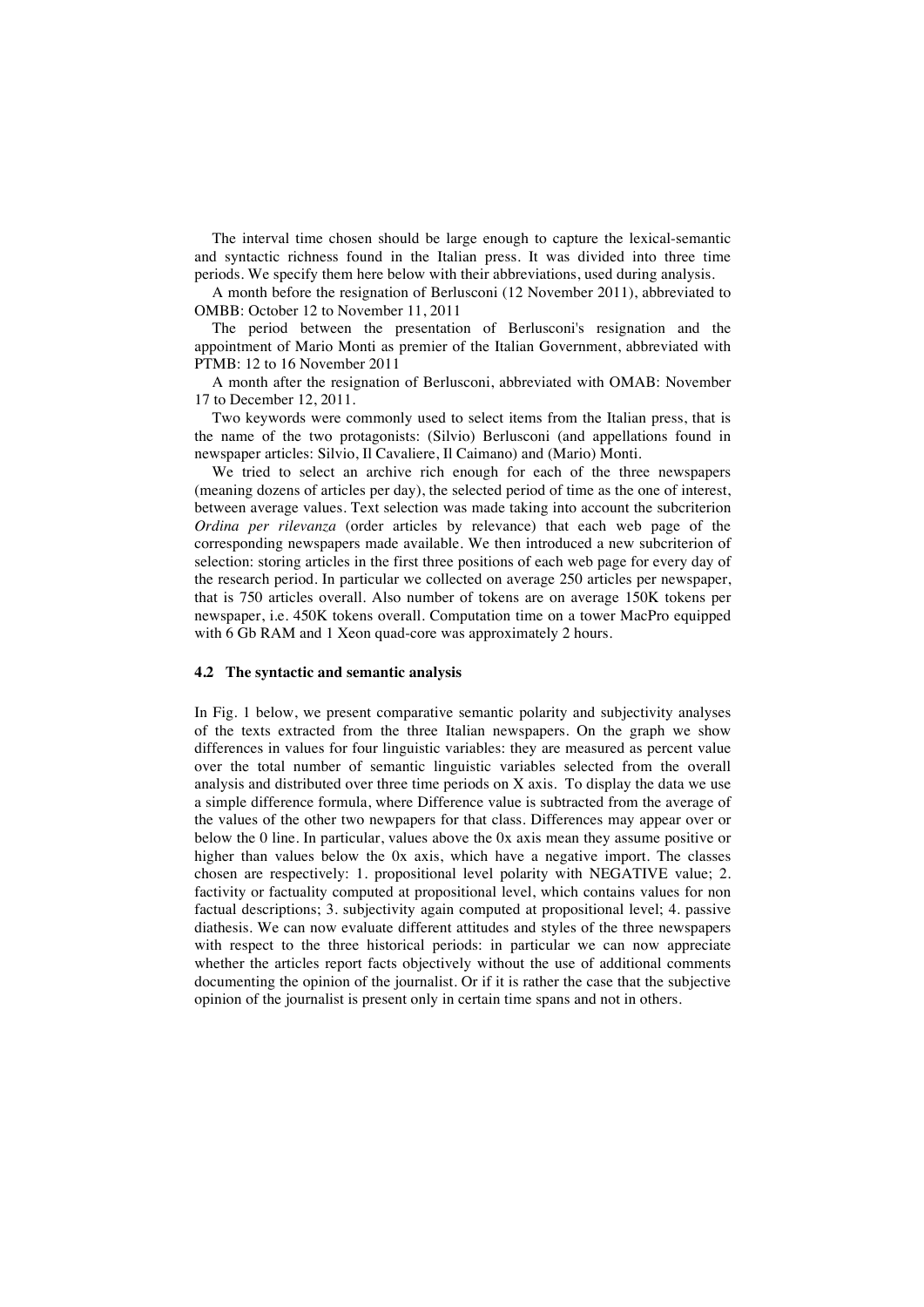The interval time chosen should be large enough to capture the lexical-semantic and syntactic richness found in the Italian press. It was divided into three time periods. We specify them here below with their abbreviations, used during analysis.

A month before the resignation of Berlusconi (12 November 2011), abbreviated to OMBB: October 12 to November 11, 2011

The period between the presentation of Berlusconi's resignation and the appointment of Mario Monti as premier of the Italian Government, abbreviated with PTMB: 12 to 16 November 2011

A month after the resignation of Berlusconi, abbreviated with OMAB: November 17 to December 12, 2011.

Two keywords were commonly used to select items from the Italian press, that is the name of the two protagonists: (Silvio) Berlusconi (and appellations found in newspaper articles: Silvio, Il Cavaliere, Il Caimano) and (Mario) Monti.

We tried to select an archive rich enough for each of the three newspapers (meaning dozens of articles per day), the selected period of time as the one of interest, between average values. Text selection was made taking into account the subcriterion *Ordina per rilevanza* (order articles by relevance) that each web page of the corresponding newspapers made available. We then introduced a new subcriterion of selection: storing articles in the first three positions of each web page for every day of the research period. In particular we collected on average 250 articles per newspaper, that is 750 articles overall. Also number of tokens are on average 150K tokens per newspaper, i.e. 450K tokens overall. Computation time on a tower MacPro equipped with 6 Gb RAM and 1 Xeon quad-core was approximately 2 hours.

### 4.2 The syntactic and semantic analysis

In Fig. 1 below, we present comparative semantic polarity and subjectivity analyses of the texts extracted from the three Italian newspapers. On the graph we show differences in values for four linguistic variables: they are measured as percent value over the total number of semantic linguistic variables selected from the overall analysis and distributed over three time periods on X axis. To display the data we use a simple difference formula, where Difference value is subtracted from the average of the values of the other two newpapers for that class. Differences may appear over or below the 0 line. In particular, values above the 0x axis mean they assume positive or higher than values below the 0x axis, which have a negative import. The classes chosen are respectively: 1. propositional level polarity with NEGATIVE value; 2. factivity or factuality computed at propositional level, which contains values for non factual descriptions; 3. subjectivity again computed at propositional level; 4. passive diathesis. We can now evaluate different attitudes and styles of the three newspapers with respect to the three historical periods: in particular we can now appreciate whether the articles report facts objectively without the use of additional comments documenting the opinion of the journalist. Or if it is rather the case that the subjective opinion of the journalist is present only in certain time spans and not in others.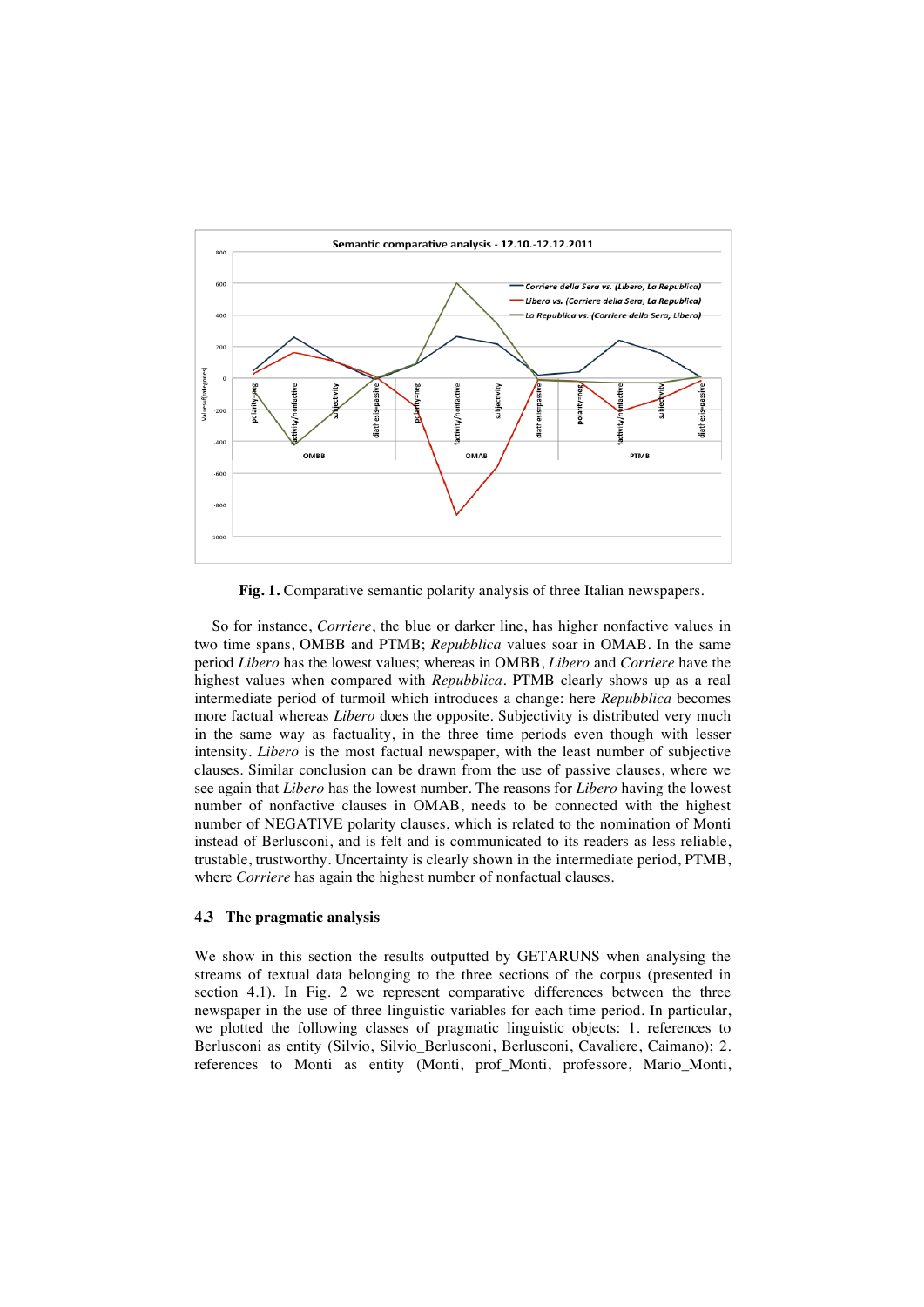**Fig. 1.** Comparative semantic polarity analysis of three Italian newspapers.

So for instance, *Corriere*, the blue or darker line, has higher nonfactive values in two time spans, OMBB and PTMB; *Repubblica* values soar in OMAB. In the same period *Libero* has the lowest values; whereas in OMBB, *Libero* and *Corriere* have the highest values when compared with *Repubblica*. PTMB clearly shows up as a real intermediate period of turmoil which introduces a change: here *Repubblica* becomes more factual whereas *Libero* does the opposite. Subjectivity is distributed very much in the same way as factuality, in the three time periods even though with lesser intensity. *Libero* is the most factual newspaper, with the least number of subjective clauses. Similar conclusion can be drawn from the use of passive clauses, where we see again that *Libero* has the lowest number. The reasons for *Libero* having the lowest number of nonfactive clauses in OMAB, needs to be connected with the highest number of NEGATIVE polarity clauses, which is related to the nomination of Monti instead of Berlusconi, and is felt and is communicated to its readers as less reliable, trustable, trustworthy. Uncertainty is clearly shown in the intermediate period, PTMB, where *Corriere* has again the highest number of nonfactual clauses.

### 4.3 The pragmatic analysis

We show in this section the results outputted by GETARUNS when analysing the streams of textual data belonging to the three sections of the corpus (presented in section 4.1). In Fig. 2 we represent comparative differences between the three newspaper in the use of three linguistic variables for each time period. In particular, we plotted the following classes of pragmatic linguistic objects: 1. references to Berlusconi as entity (Silvio, Silvio_Berlusconi, Berlusconi, Cavaliere, Caimano); 2. references to Monti as entity (Monti, prof_Monti, professore, Mario_Monti,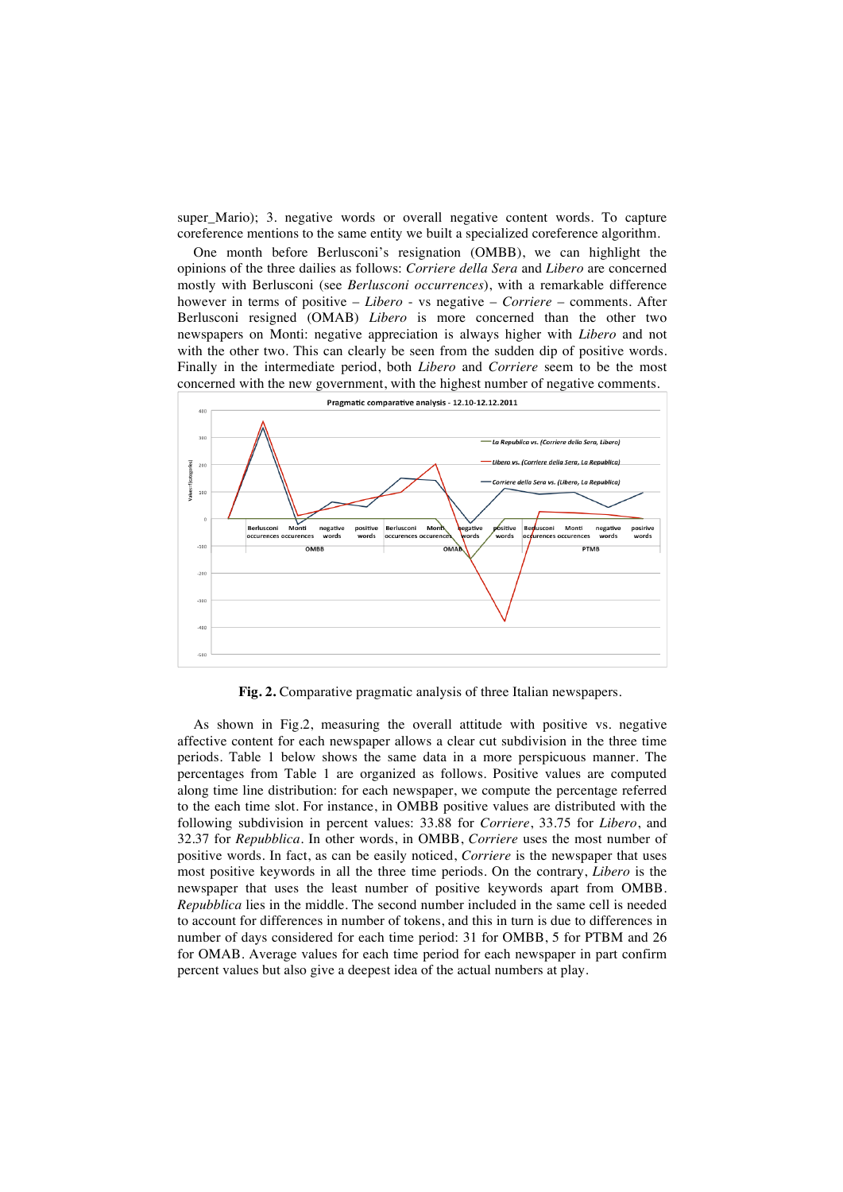super_Mario); 3. negative words or overall negative content words. To capture coreference mentions to the same entity we built a specialized coreference algorithm.

One month before Berlusconi's resignation (OMBB), we can highlight the opinions of the three dailies as follows: *Corriere della Sera* and *Libero* are concerned mostly with Berlusconi (see *Berlusconi occurrences*), with a remarkable difference however in terms of positive – *Libero* - vs negative – *Corriere* – comments. After Berlusconi resigned (OMAB) *Libero* is more concerned than the other two newspapers on Monti: negative appreciation is always higher with *Libero* and not with the other two. This can clearly be seen from the sudden dip of positive words. Finally in the intermediate period, both *Libero* and *Corriere* seem to be the most concerned with the new government, with the highest number of negative comments.

**Fig. 2.** Comparative pragmatic analysis of three Italian newspapers.

As shown in Fig.2, measuring the overall attitude with positive vs. negative affective content for each newspaper allows a clear cut subdivision in the three time periods. Table 1 below shows the same data in a more perspicuous manner. The percentages from Table 1 are organized as follows. Positive values are computed along time line distribution: for each newspaper, we compute the percentage referred to the each time slot. For instance, in OMBB positive values are distributed with the following subdivision in percent values: 33.88 for *Corriere*, 33.75 for *Libero*, and 32.37 for *Repubblica*. In other words, in OMBB, *Corriere* uses the most number of positive words. In fact, as can be easily noticed, *Corriere* is the newspaper that uses most positive keywords in all the three time periods. On the contrary, *Libero* is the newspaper that uses the least number of positive keywords apart from OMBB. *Repubblica* lies in the middle. The second number included in the same cell is needed to account for differences in number of tokens, and this in turn is due to differences in number of days considered for each time period: 31 for OMBB, 5 for PTBM and 26 for OMAB. Average values for each time period for each newspaper in part confirm percent values but also give a deepest idea of the actual numbers at play.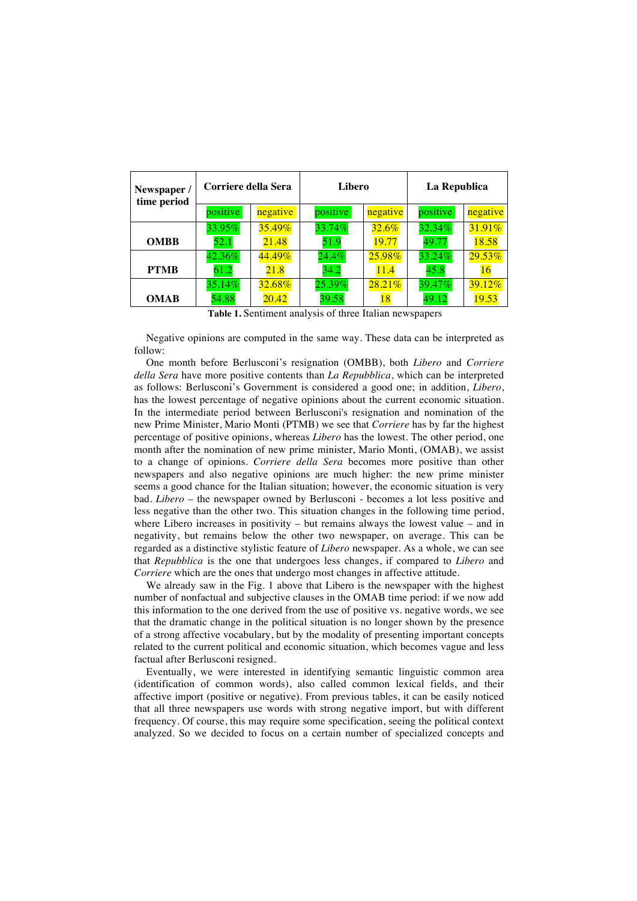| Newspaper / time period | Corriere della Sera | | Libero | | La Republica | |
|---|---|---|---|---|---|---|
| | positive | negative | positive | negative | positive | negative |
| OMBB | 33.95%<br>52.1 | 35.49%<br>21.48 | 33.74%<br>51.9 | 32.6%<br>19.77 | 32.34%<br>49.77 | 31.91%<br>18.58 |
| PTMB | 42.36%<br>61.2 | 44.49%<br>21.8 | 24.4%<br>34.2 | 25.98%<br>11.4 | 33.24%<br>45.8 | 29.53%<br>16 |
| OMAB | 35.14%<br>54.88 | 32.68%<br>20.42 | 25.39%<br>39.58 | 28.21%<br>18 | 39.47%<br>49.12 | 39.12%<br>19.53 |

**Table 1.** Sentiment analysis of three Italian newspapers

Negative opinions are computed in the same way. These data can be interpreted as follow:

One month before Berlusconi's resignation (OMBB), both *Libero* and *Corriere della Sera* have more positive contents than *La Repubblica*, which can be interpreted as follows: Berlusconi's Government is considered a good one; in addition, *Libero*, has the lowest percentage of negative opinions about the current economic situation. In the intermediate period between Berlusconi's resignation and nomination of the new Prime Minister, Mario Monti (PTMB) we see that *Corriere* has by far the highest percentage of positive opinions, whereas *Libero* has the lowest. The other period, one month after the nomination of new prime minister, Mario Monti, (OMAB), we assist to a change of opinions. *Corriere della Sera* becomes more positive than other newspapers and also negative opinions are much higher: the new prime minister seems a good chance for the Italian situation; however, the economic situation is very bad. *Libero* – the newspaper owned by Berlusconi - becomes a lot less positive and less negative than the other two. This situation changes in the following time period, where Libero increases in positivity – but remains always the lowest value – and in negativity, but remains below the other two newspaper, on average. This can be regarded as a distinctive stylistic feature of *Libero* newspaper. As a whole, we can see that *Repubblica* is the one that undergoes less changes, if compared to *Libero* and *Corriere* which are the ones that undergo most changes in affective attitude.

We already saw in the Fig. 1 above that Libero is the newspaper with the highest number of nonfactual and subjective clauses in the OMAB time period: if we now add this information to the one derived from the use of positive vs. negative words, we see that the dramatic change in the political situation is no longer shown by the presence of a strong affective vocabulary, but by the modality of presenting important concepts related to the current political and economic situation, which becomes vague and less factual after Berlusconi resigned.

Eventually, we were interested in identifying semantic linguistic common area (identification of common words), also called common lexical fields, and their affective import (positive or negative). From previous tables, it can be easily noticed that all three newspapers use words with strong negative import, but with different frequency. Of course, this may require some specification, seeing the political context analyzed. So we decided to focus on a certain number of specialized concepts and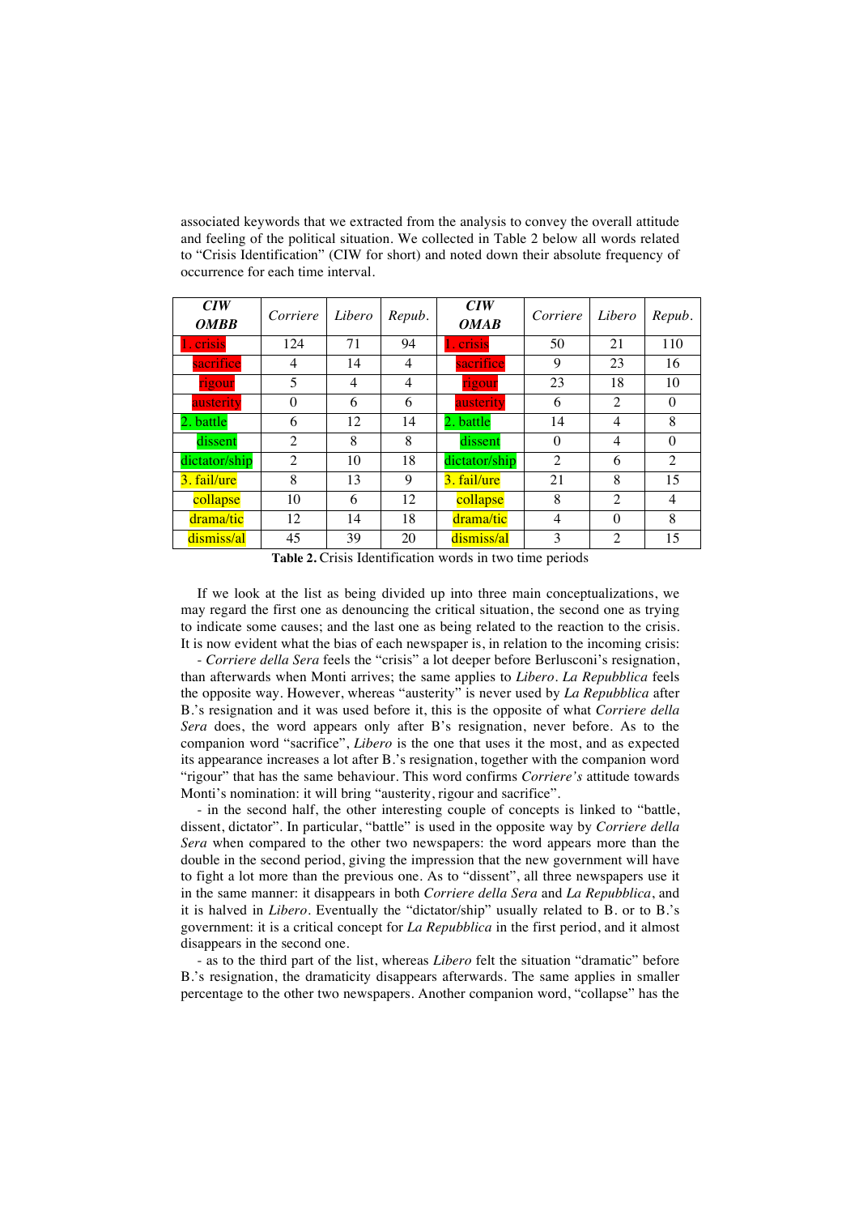associated keywords that we extracted from the analysis to convey the overall attitude and feeling of the political situation. We collected in Table 2 below all words related to "Crisis Identification" (CIW for short) and noted down their absolute frequency of occurrence for each time interval.

| ***CIW OMBB*** | *Corriere* | *Libero* | *Repub.* | ***CIW OMAB*** | *Corriere* | *Libero* | *Repub.* |
|---|---|---|---|---|---|---|---|
| 1. crisis | 124 | 71 | 94 | 1. crisis | 50 | 21 | 110 |
| sacrifice | 4 | 14 | 4 | sacrifice | 9 | 23 | 16 |
| rigour | 5 | 4 | 4 | rigour | 23 | 18 | 10 |
| austerity | 0 | 6 | 6 | austerity | 6 | 2 | 0 |
| 2. battle | 6 | 12 | 14 | 2. battle | 14 | 4 | 8 |
| dissent | 2 | 8 | 8 | dissent | 0 | 4 | 0 |
| dictator/ship | 2 | 10 | 18 | dictator/ship | 2 | 6 | 2 |
| 3. fail/ure | 8 | 13 | 9 | 3. fail/ure | 21 | 8 | 15 |
| collapse | 10 | 6 | 12 | collapse | 8 | 2 | 4 |
| drama/tic | 12 | 14 | 18 | drama/tic | 4 | 0 | 8 |
| dismiss/al | 45 | 39 | 20 | dismiss/al | 3 | 2 | 15 |

**Table 2.** Crisis Identification words in two time periods

If we look at the list as being divided up into three main conceptualizations, we may regard the first one as denouncing the critical situation, the second one as trying to indicate some causes; and the last one as being related to the reaction to the crisis. It is now evident what the bias of each newspaper is, in relation to the incoming crisis:

- *Corriere della Sera* feels the "crisis" a lot deeper before Berlusconi's resignation, than afterwards when Monti arrives; the same applies to *Libero*. *La Repubblica* feels the opposite way. However, whereas "austerity" is never used by *La Repubblica* after B.'s resignation and it was used before it, this is the opposite of what *Corriere della Sera* does, the word appears only after B's resignation, never before. As to the companion word "sacrifice", *Libero* is the one that uses it the most, and as expected its appearance increases a lot after B.'s resignation, together with the companion word "rigour" that has the same behaviour. This word confirms *Corriere's* attitude towards Monti's nomination: it will bring "austerity, rigour and sacrifice".

- in the second half, the other interesting couple of concepts is linked to "battle, dissent, dictator". In particular, "battle" is used in the opposite way by *Corriere della Sera* when compared to the other two newspapers: the word appears more than the double in the second period, giving the impression that the new government will have to fight a lot more than the previous one. As to "dissent", all three newspapers use it in the same manner: it disappears in both *Corriere della Sera* and *La Repubblica*, and it is halved in *Libero*. Eventually the "dictator/ship" usually related to B. or to B.'s government: it is a critical concept for *La Repubblica* in the first period, and it almost disappears in the second one.

- as to the third part of the list, whereas *Libero* felt the situation "dramatic" before B.'s resignation, the dramaticity disappears afterwards. The same applies in smaller percentage to the other two newspapers. Another companion word, "collapse" has the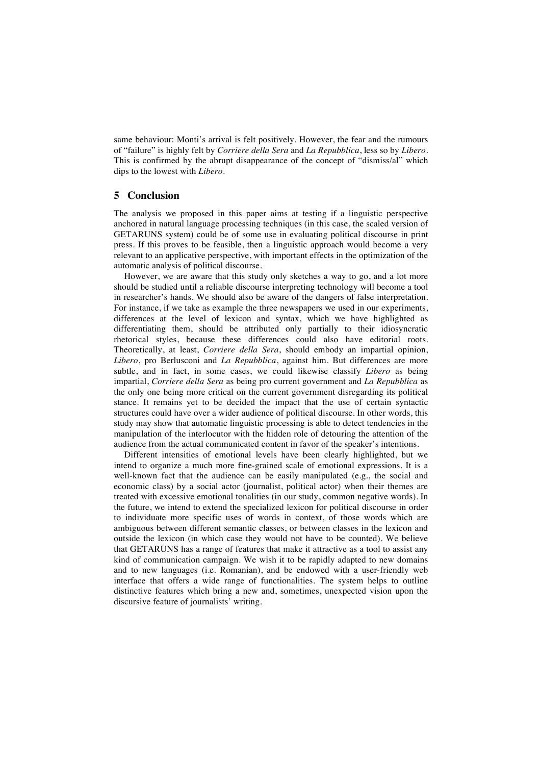same behaviour: Monti's arrival is felt positively. However, the fear and the rumours of "failure" is highly felt by *Corriere della Sera* and *La Repubblica*, less so by *Libero*. This is confirmed by the abrupt disappearance of the concept of "dismiss/al" which dips to the lowest with *Libero*.

## 5 Conclusion

The analysis we proposed in this paper aims at testing if a linguistic perspective anchored in natural language processing techniques (in this case, the scaled version of GETARUNS system) could be of some use in evaluating political discourse in print press. If this proves to be feasible, then a linguistic approach would become a very relevant to an applicative perspective, with important effects in the optimization of the automatic analysis of political discourse.

However, we are aware that this study only sketches a way to go, and a lot more should be studied until a reliable discourse interpreting technology will become a tool in researcher's hands. We should also be aware of the dangers of false interpretation. For instance, if we take as example the three newspapers we used in our experiments, differences at the level of lexicon and syntax, which we have highlighted as differentiating them, should be attributed only partially to their idiosyncratic rhetorical styles, because these differences could also have editorial roots. Theoretically, at least, *Corriere della Sera*, should embody an impartial opinion, *Libero*, pro Berlusconi and *La Repubblica*, against him. But differences are more subtle, and in fact, in some cases, we could likewise classify *Libero* as being impartial, *Corriere della Sera* as being pro current government and *La Repubblica* as the only one being more critical on the current government disregarding its political stance. It remains yet to be decided the impact that the use of certain syntactic structures could have over a wider audience of political discourse. In other words, this study may show that automatic linguistic processing is able to detect tendencies in the manipulation of the interlocutor with the hidden role of detouring the attention of the audience from the actual communicated content in favor of the speaker's intentions.

Different intensities of emotional levels have been clearly highlighted, but we intend to organize a much more fine-grained scale of emotional expressions. It is a well-known fact that the audience can be easily manipulated (e.g., the social and economic class) by a social actor (journalist, political actor) when their themes are treated with excessive emotional tonalities (in our study, common negative words). In the future, we intend to extend the specialized lexicon for political discourse in order to individuate more specific uses of words in context, of those words which are ambiguous between different semantic classes, or between classes in the lexicon and outside the lexicon (in which case they would not have to be counted). We believe that GETARUNS has a range of features that make it attractive as a tool to assist any kind of communication campaign. We wish it to be rapidly adapted to new domains and to new languages (i.e. Romanian), and be endowed with a user-friendly web interface that offers a wide range of functionalities. The system helps to outline distinctive features which bring a new and, sometimes, unexpected vision upon the discursive feature of journalists' writing.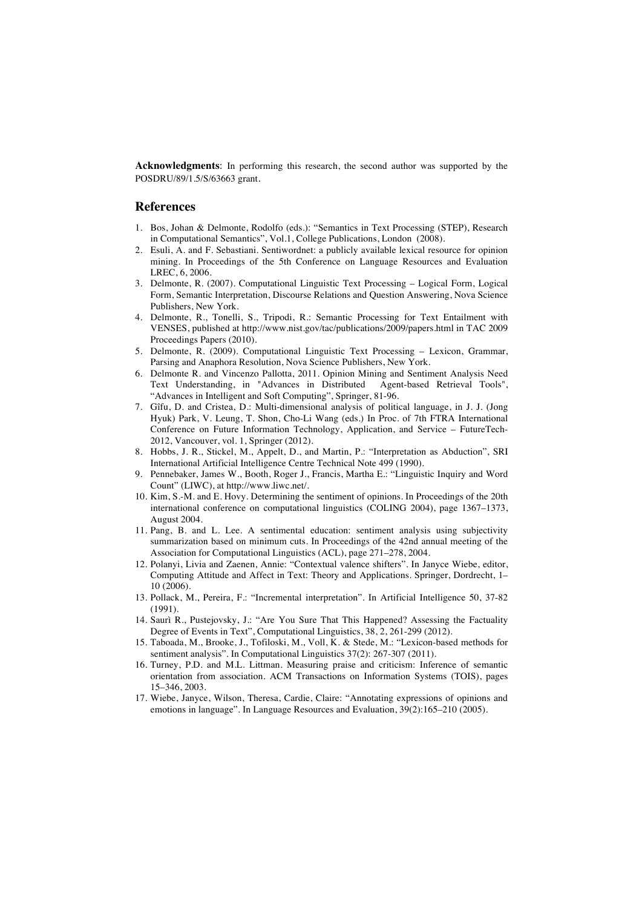**Acknowledgments**: In performing this research, the second author was supported by the POSDRU/89/1.5/S/63663 grant.

## References

1. Bos, Johan & Delmonte, Rodolfo (eds.): "Semantics in Text Processing (STEP), Research in Computational Semantics", Vol.1, College Publications, London (2008).
2. Esuli, A. and F. Sebastiani. Sentiwordnet: a publicly available lexical resource for opinion mining. In Proceedings of the 5th Conference on Language Resources and Evaluation LREC, 6, 2006.
3. Delmonte, R. (2007). Computational Linguistic Text Processing – Logical Form, Logical Form, Semantic Interpretation, Discourse Relations and Question Answering, Nova Science Publishers, New York.
4. Delmonte, R., Tonelli, S., Tripodi, R.: Semantic Processing for Text Entailment with VENSES, published at http://www.nist.gov/tac/publications/2009/papers.html in TAC 2009 Proceedings Papers (2010).
5. Delmonte, R. (2009). Computational Linguistic Text Processing – Lexicon, Grammar, Parsing and Anaphora Resolution, Nova Science Publishers, New York.
6. Delmonte R. and Vincenzo Pallotta, 2011. Opinion Mining and Sentiment Analysis Need Text Understanding, in "Advances in Distributed Agent-based Retrieval Tools", "Advances in Intelligent and Soft Computing", Springer, 81-96.
7. Gîfu, D. and Cristea, D.: Multi-dimensional analysis of political language, in J. J. (Jong Hyuk) Park, V. Leung, T. Shon, Cho-Li Wang (eds.) In Proc. of 7th FTRA International Conference on Future Information Technology, Application, and Service – FutureTech-2012, Vancouver, vol. 1, Springer (2012).
8. Hobbs, J. R., Stickel, M., Appelt, D., and Martin, P.: "Interpretation as Abduction", SRI International Artificial Intelligence Centre Technical Note 499 (1990).
9. Pennebaker, James W., Booth, Roger J., Francis, Martha E.: "Linguistic Inquiry and Word Count" (LIWC), at http://www.liwc.net/.
10. Kim, S.-M. and E. Hovy. Determining the sentiment of opinions. In Proceedings of the 20th international conference on computational linguistics (COLING 2004), page 1367–1373, August 2004.
11. Pang, B. and L. Lee. A sentimental education: sentiment analysis using subjectivity summarization based on minimum cuts. In Proceedings of the 42nd annual meeting of the Association for Computational Linguistics (ACL), page 271–278, 2004.
12. Polanyi, Livia and Zaenen, Annie: "Contextual valence shifters". In Janyce Wiebe, editor, Computing Attitude and Affect in Text: Theory and Applications. Springer, Dordrecht, 1–10 (2006).
13. Pollack, M., Pereira, F.: "Incremental interpretation". In Artificial Intelligence 50, 37-82 (1991).
14. Saurì R., Pustejovsky, J.: "Are You Sure That This Happened? Assessing the Factuality Degree of Events in Text", Computational Linguistics, 38, 2, 261-299 (2012).
15. Taboada, M., Brooke, J., Tofiloski, M., Voll, K. & Stede, M.: "Lexicon-based methods for sentiment analysis". In Computational Linguistics 37(2): 267-307 (2011).
16. Turney, P.D. and M.L. Littman. Measuring praise and criticism: Inference of semantic orientation from association. ACM Transactions on Information Systems (TOIS), pages 15–346, 2003.
17. Wiebe, Janyce, Wilson, Theresa, Cardie, Claire: "Annotating expressions of opinions and emotions in language". In Language Resources and Evaluation, 39(2):165–210 (2005).